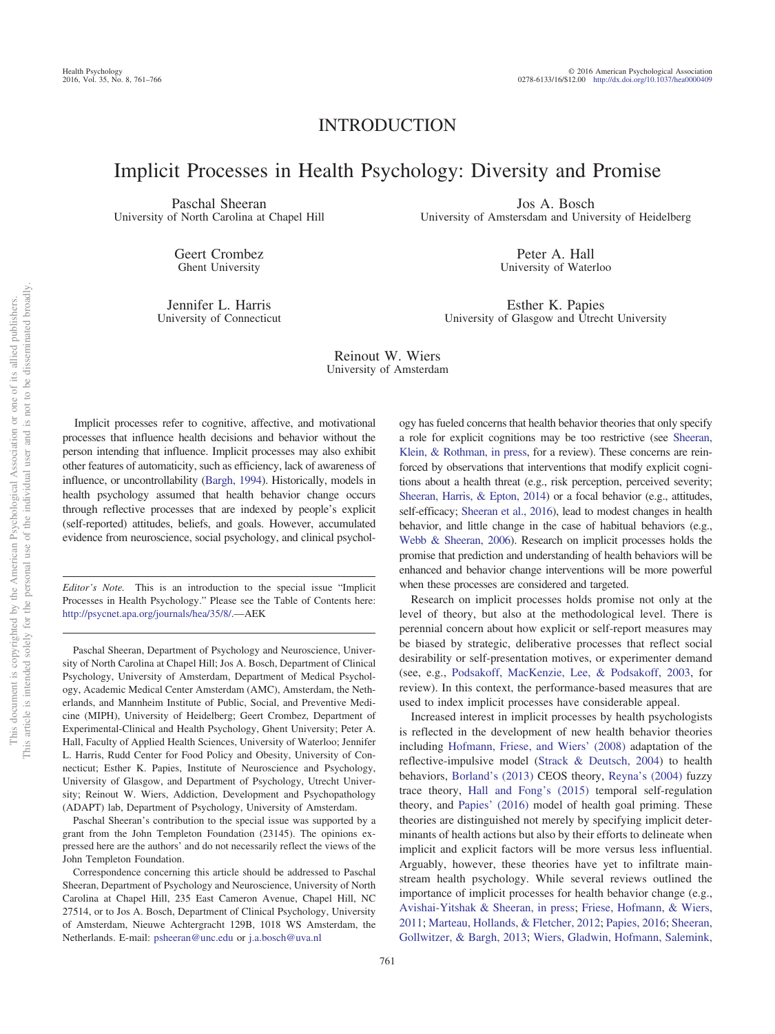# INTRODUCTION

# Implicit Processes in Health Psychology: Diversity and Promise

Paschal Sheeran
University of North Carolina at Chapel Hill

Jos A. Bosch
University of Amsterdam and University of Heidelberg

Geert Crombez
Ghent University

Peter A. Hall
University of Waterloo

Jennifer L. Harris
University of Connecticut

Esther K. Papies
University of Glasgow and Utrecht University

Reinout W. Wiers
University of Amsterdam

Implicit processes refer to cognitive, affective, and motivational processes that influence health decisions and behavior without the person intending that influence. Implicit processes may also exhibit other features of automaticity, such as efficiency, lack of awareness of influence, or uncontrollability (Bargh, 1994). Historically, models in health psychology assumed that health behavior change occurs through reflective processes that are indexed by people's explicit (self-reported) attitudes, beliefs, and goals. However, accumulated evidence from neuroscience, social psychology, and clinical psychology has fueled concerns that health behavior theories that only specify a role for explicit cognitions may be too restrictive (see Sheeran, Klein, & Rothman, in press, for a review). These concerns are reinforced by observations that interventions that modify explicit cognitions about a health threat (e.g., risk perception, perceived severity; Sheeran, Harris, & Epton, 2014) or a focal behavior (e.g., attitudes, self-efficacy; Sheeran et al., 2016), lead to modest changes in health behavior, and little change in the case of habitual behaviors (e.g., Webb & Sheeran, 2006). Research on implicit processes holds the promise that prediction and understanding of health behaviors will be enhanced and behavior change interventions will be more powerful when these processes are considered and targeted.

Research on implicit processes holds promise not only at the level of theory, but also at the methodological level. There is perennial concern about how explicit or self-report measures may be biased by strategic, deliberative processes that reflect social desirability or self-presentation motives, or experimenter demand (see, e.g., Podsakoff, MacKenzie, Lee, & Podsakoff, 2003, for review). In this context, the performance-based measures that are used to index implicit processes have considerable appeal.

Increased interest in implicit processes by health psychologists is reflected in the development of new health behavior theories including Hofmann, Friese, and Wiers' (2008) adaptation of the reflective-impulsive model (Strack & Deutsch, 2004) to health behaviors, Borland's (2013) CEOS theory, Reyna's (2004) fuzzy trace theory, Hall and Fong's (2015) temporal self-regulation theory, and Papies' (2016) model of health goal priming. These theories are distinguished not merely by specifying implicit determinants of health actions but also by their efforts to delineate when implicit and explicit factors will be more versus less influential. Arguably, however, these theories have yet to infiltrate mainstream health psychology. While several reviews outlined the importance of implicit processes for health behavior change (e.g., Avishai-Yitshak & Sheeran, in press; Friese, Hofmann, & Wiers, 2011; Marteau, Hollands, & Fletcher, 2012; Papies, 2016; Sheeran, Gollwitzer, & Bargh, 2013; Wiers, Gladwin, Hofmann, Salemink,

*Editor's Note.* This is an introduction to the special issue "Implicit Processes in Health Psychology." Please see the Table of Contents here: http://psycnet.apa.org/journals/hea/35/8/.—AEK

Paschal Sheeran, Department of Psychology and Neuroscience, University of North Carolina at Chapel Hill; Jos A. Bosch, Department of Clinical Psychology, University of Amsterdam, Department of Medical Psychology, Academic Medical Center Amsterdam (AMC), Amsterdam, the Netherlands, and Mannheim Institute of Public, Social, and Preventive Medicine (MIPH), University of Heidelberg; Geert Crombez, Department of Experimental-Clinical and Health Psychology, Ghent University; Peter A. Hall, Faculty of Applied Health Sciences, University of Waterloo; Jennifer L. Harris, Rudd Center for Food Policy and Obesity, University of Connecticut; Esther K. Papies, Institute of Neuroscience and Psychology, University of Glasgow, and Department of Psychology, Utrecht University; Reinout W. Wiers, Addiction, Development and Psychopathology (ADAPT) lab, Department of Psychology, University of Amsterdam.

Paschal Sheeran's contribution to the special issue was supported by a grant from the John Templeton Foundation (23145). The opinions expressed here are the authors' and do not necessarily reflect the views of the John Templeton Foundation.

Correspondence concerning this article should be addressed to Paschal Sheeran, Department of Psychology and Neuroscience, University of North Carolina at Chapel Hill, 235 East Cameron Avenue, Chapel Hill, NC 27514, or to Jos A. Bosch, Department of Clinical Psychology, University of Amsterdam, Nieuwe Achtergracht 129B, 1018 WS Amsterdam, the Netherlands. E-mail: psheeran@unc.edu or j.a.bosch@uva.nl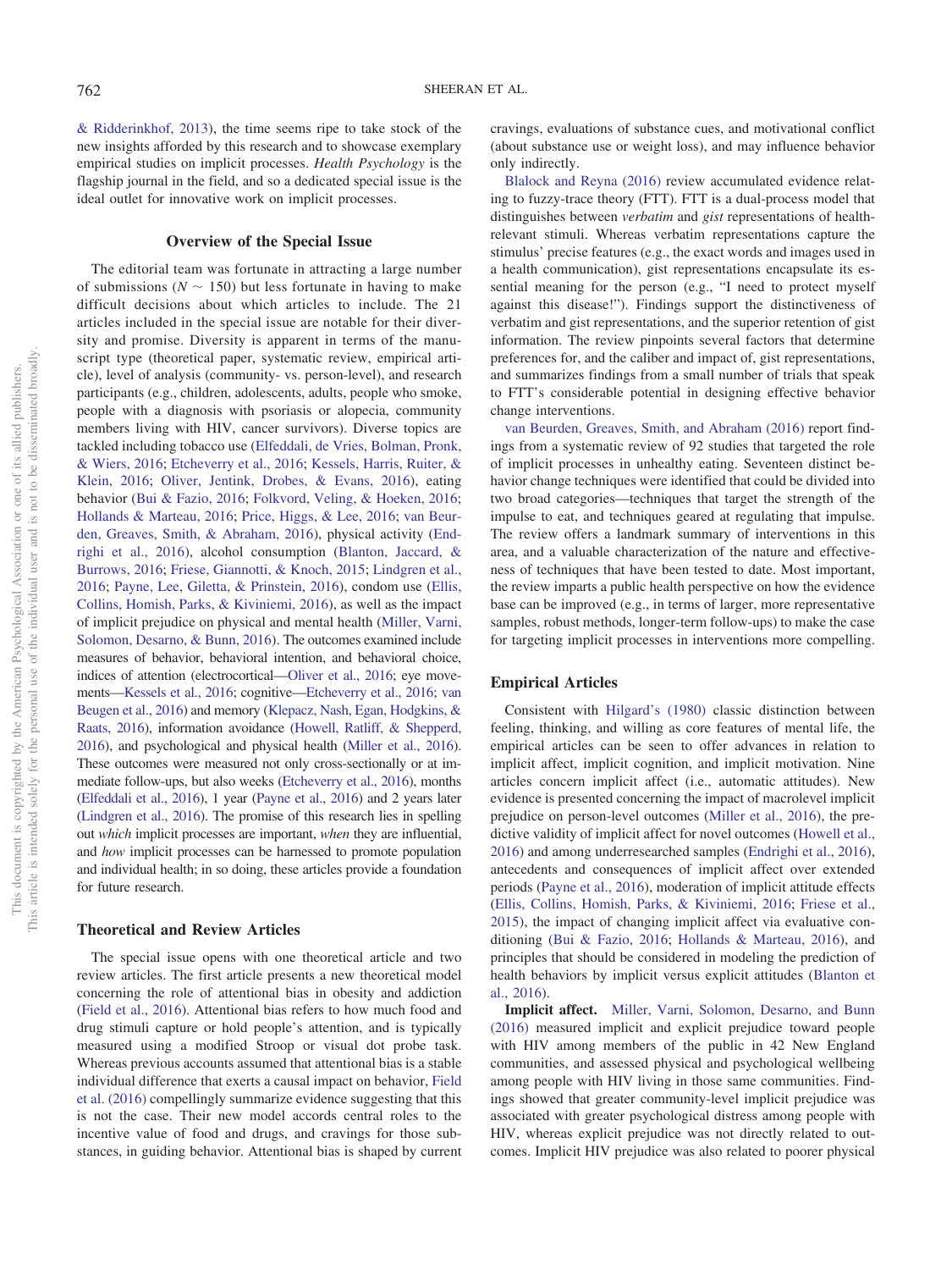& Ridderinkhof, 2013), the time seems ripe to take stock of the new insights afforded by this research and to showcase exemplary empirical studies on implicit processes. *Health Psychology* is the flagship journal in the field, and so a dedicated special issue is the ideal outlet for innovative work on implicit processes.

## Overview of the Special Issue

The editorial team was fortunate in attracting a large number of submissions ($N \sim 150$) but less fortunate in having to make difficult decisions about which articles to include. The 21 articles included in the special issue are notable for their diversity and promise. Diversity is apparent in terms of the manuscript type (theoretical paper, systematic review, empirical article), level of analysis (community- vs. person-level), and research participants (e.g., children, adolescents, adults, people who smoke, people with a diagnosis with psoriasis or alopecia, community members living with HIV, cancer survivors). Diverse topics are tackled including tobacco use (Elfeddali, de Vries, Bolman, Pronk, & Wiers, 2016; Etcheverry et al., 2016; Kessels, Harris, Ruiter, & Klein, 2016; Oliver, Jentink, Drobes, & Evans, 2016), eating behavior (Bui & Fazio, 2016; Folkvord, Veling, & Hoeken, 2016; Hollands & Marteau, 2016; Price, Higgs, & Lee, 2016; van Beurden, Greaves, Smith, & Abraham, 2016), physical activity (Endrighi et al., 2016), alcohol consumption (Blanton, Jaccard, & Burrows, 2016; Friese, Giannotti, & Knoch, 2015; Lindgren et al., 2016; Payne, Lee, Giletta, & Prinstein, 2016), condom use (Ellis, Collins, Homish, Parks, & Kiviniemi, 2016), as well as the impact of implicit prejudice on physical and mental health (Miller, Varni, Solomon, Desarno, & Bunn, 2016). The outcomes examined include measures of behavior, behavioral intention, and behavioral choice, indices of attention (electrocortical—Oliver et al., 2016; eye movements—Kessels et al., 2016; cognitive—Etcheverry et al., 2016; van Beugen et al., 2016) and memory (Klepacz, Nash, Egan, Hodgkins, & Raats, 2016), information avoidance (Howell, Ratliff, & Shepperd, 2016), and psychological and physical health (Miller et al., 2016). These outcomes were measured not only cross-sectionally or at immediate follow-ups, but also weeks (Etcheverry et al., 2016), months (Elfeddali et al., 2016), 1 year (Payne et al., 2016) and 2 years later (Lindgren et al., 2016). The promise of this research lies in spelling out *which* implicit processes are important, *when* they are influential, and *how* implicit processes can be harnessed to promote population and individual health; in so doing, these articles provide a foundation for future research.

### Theoretical and Review Articles

The special issue opens with one theoretical article and two review articles. The first article presents a new theoretical model concerning the role of attentional bias in obesity and addiction (Field et al., 2016). Attentional bias refers to how much food and drug stimuli capture or hold people's attention, and is typically measured using a modified Stroop or visual dot probe task. Whereas previous accounts assumed that attentional bias is a stable individual difference that exerts a causal impact on behavior, Field et al. (2016) compellingly summarize evidence suggesting that this is not the case. Their new model accords central roles to the incentive value of food and drugs, and cravings for those substances, in guiding behavior. Attentional bias is shaped by current cravings, evaluations of substance cues, and motivational conflict (about substance use or weight loss), and may influence behavior only indirectly.

Blalock and Reyna (2016) review accumulated evidence relating to fuzzy-trace theory (FTT). FTT is a dual-process model that distinguishes between *verbatim* and *gist* representations of health-relevant stimuli. Whereas verbatim representations capture the stimulus' precise features (e.g., the exact words and images used in a health communication), gist representations encapsulate its essential meaning for the person (e.g., "I need to protect myself against this disease!"). Findings support the distinctiveness of verbatim and gist representations, and the superior retention of gist information. The review pinpoints several factors that determine preferences for, and the caliber and impact of, gist representations, and summarizes findings from a small number of trials that speak to FTT's considerable potential in designing effective behavior change interventions.

van Beurden, Greaves, Smith, and Abraham (2016) report findings from a systematic review of 92 studies that targeted the role of implicit processes in unhealthy eating. Seventeen distinct behavior change techniques were identified that could be divided into two broad categories—techniques that target the strength of the impulse to eat, and techniques geared at regulating that impulse. The review offers a landmark summary of interventions in this area, and a valuable characterization of the nature and effectiveness of techniques that have been tested to date. Most important, the review imparts a public health perspective on how the evidence base can be improved (e.g., in terms of larger, more representative samples, robust methods, longer-term follow-ups) to make the case for targeting implicit processes in interventions more compelling.

### Empirical Articles

Consistent with Hilgard's (1980) classic distinction between feeling, thinking, and willing as core features of mental life, the empirical articles can be seen to offer advances in relation to implicit affect, implicit cognition, and implicit motivation. Nine articles concern implicit affect (i.e., automatic attitudes). New evidence is presented concerning the impact of macrolevel implicit prejudice on person-level outcomes (Miller et al., 2016), the predictive validity of implicit affect for novel outcomes (Howell et al., 2016) and among underresearched samples (Endrighi et al., 2016), antecedents and consequences of implicit affect over extended periods (Payne et al., 2016), moderation of implicit attitude effects (Ellis, Collins, Homish, Parks, & Kiviniemi, 2016; Friese et al., 2015), the impact of changing implicit affect via evaluative conditioning (Bui & Fazio, 2016; Hollands & Marteau, 2016), and principles that should be considered in modeling the prediction of health behaviors by implicit versus explicit attitudes (Blanton et al., 2016).

**Implicit affect.** Miller, Varni, Solomon, Desarno, and Bunn (2016) measured implicit and explicit prejudice toward people with HIV among members of the public in 42 New England communities, and assessed physical and psychological wellbeing among people with HIV living in those same communities. Findings showed that greater community-level implicit prejudice was associated with greater psychological distress among people with HIV, whereas explicit prejudice was not directly related to outcomes. Implicit HIV prejudice was also related to poorer physical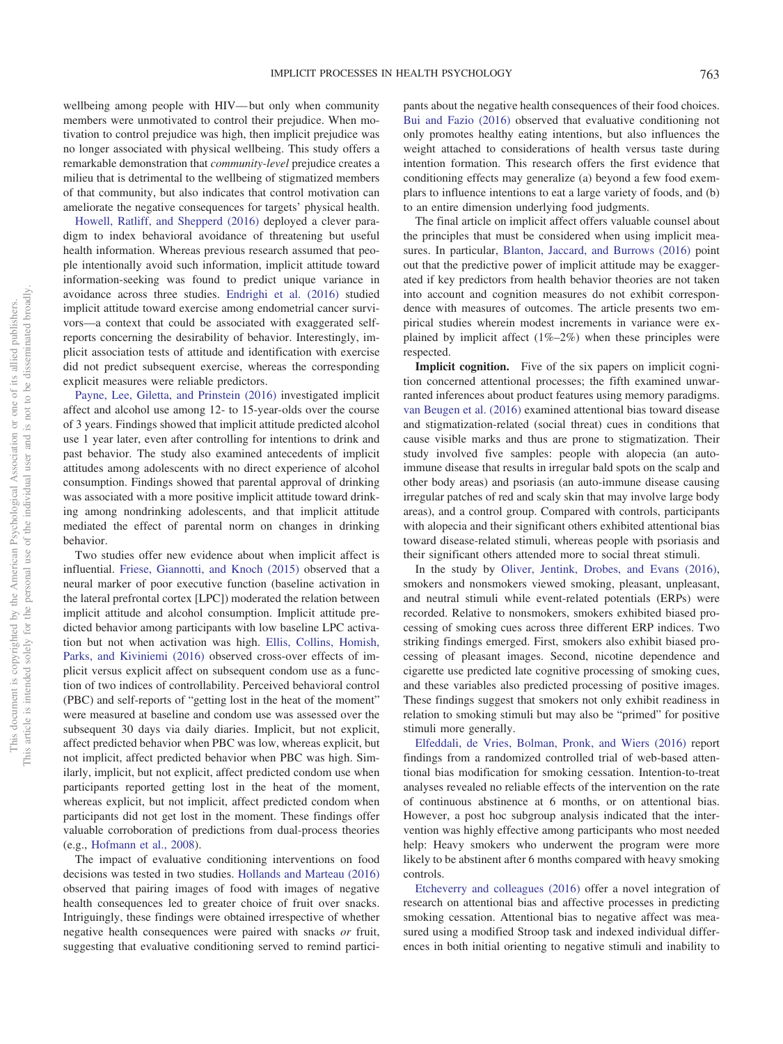wellbeing among people with HIV—but only when community members were unmotivated to control their prejudice. When motivation to control prejudice was high, then implicit prejudice was no longer associated with physical wellbeing. This study offers a remarkable demonstration that *community-level* prejudice creates a milieu that is detrimental to the wellbeing of stigmatized members of that community, but also indicates that control motivation can ameliorate the negative consequences for targets' physical health.

Howell, Ratliff, and Shepperd (2016) deployed a clever paradigm to index behavioral avoidance of threatening but useful health information. Whereas previous research assumed that people intentionally avoid such information, implicit attitude toward information-seeking was found to predict unique variance in avoidance across three studies. Endrighi et al. (2016) studied implicit attitude toward exercise among endometrial cancer survivors—a context that could be associated with exaggerated self-reports concerning the desirability of behavior. Interestingly, implicit association tests of attitude and identification with exercise did not predict subsequent exercise, whereas the corresponding explicit measures were reliable predictors.

Payne, Lee, Giletta, and Prinstein (2016) investigated implicit affect and alcohol use among 12- to 15-year-olds over the course of 3 years. Findings showed that implicit attitude predicted alcohol use 1 year later, even after controlling for intentions to drink and past behavior. The study also examined antecedents of implicit attitudes among adolescents with no direct experience of alcohol consumption. Findings showed that parental approval of drinking was associated with a more positive implicit attitude toward drinking among nondrinking adolescents, and that implicit attitude mediated the effect of parental norm on changes in drinking behavior.

Two studies offer new evidence about when implicit affect is influential. Friese, Giannotti, and Knoch (2015) observed that a neural marker of poor executive function (baseline activation in the lateral prefrontal cortex [LPC]) moderated the relation between implicit attitude and alcohol consumption. Implicit attitude predicted behavior among participants with low baseline LPC activation but not when activation was high. Ellis, Collins, Homish, Parks, and Kiviniemi (2016) observed cross-over effects of implicit versus explicit affect on subsequent condom use as a function of two indices of controllability. Perceived behavioral control (PBC) and self-reports of "getting lost in the heat of the moment" were measured at baseline and condom use was assessed over the subsequent 30 days via daily diaries. Implicit, but not explicit, affect predicted behavior when PBC was low, whereas explicit, but not implicit, affect predicted behavior when PBC was high. Similarly, implicit, but not explicit, affect predicted condom use when participants reported getting lost in the heat of the moment, whereas explicit, but not implicit, affect predicted condom when participants did not get lost in the moment. These findings offer valuable corroboration of predictions from dual-process theories (e.g., Hofmann et al., 2008).

The impact of evaluative conditioning interventions on food decisions was tested in two studies. Hollands and Marteau (2016) observed that pairing images of food with images of negative health consequences led to greater choice of fruit over snacks. Intriguingly, these findings were obtained irrespective of whether negative health consequences were paired with snacks *or* fruit, suggesting that evaluative conditioning served to remind participants about the negative health consequences of their food choices. Bui and Fazio (2016) observed that evaluative conditioning not only promotes healthy eating intentions, but also influences the weight attached to considerations of health versus taste during intention formation. This research offers the first evidence that conditioning effects may generalize (a) beyond a few food exemplars to influence intentions to eat a large variety of foods, and (b) to an entire dimension underlying food judgments.

The final article on implicit affect offers valuable counsel about the principles that must be considered when using implicit measures. In particular, Blanton, Jaccard, and Burrows (2016) point out that the predictive power of implicit attitude may be exaggerated if key predictors from health behavior theories are not taken into account and cognition measures do not exhibit correspondence with measures of outcomes. The article presents two empirical studies wherein modest increments in variance were explained by implicit affect (1%–2%) when these principles were respected.

**Implicit cognition.** Five of the six papers on implicit cognition concerned attentional processes; the fifth examined unwarranted inferences about product features using memory paradigms. van Beugen et al. (2016) examined attentional bias toward disease and stigmatization-related (social threat) cues in conditions that cause visible marks and thus are prone to stigmatization. Their study involved five samples: people with alopecia (an auto-immune disease that results in irregular bald spots on the scalp and other body areas) and psoriasis (an auto-immune disease causing irregular patches of red and scaly skin that may involve large body areas), and a control group. Compared with controls, participants with alopecia and their significant others exhibited attentional bias toward disease-related stimuli, whereas people with psoriasis and their significant others attended more to social threat stimuli.

In the study by Oliver, Jentink, Drobes, and Evans (2016), smokers and nonsmokers viewed smoking, pleasant, unpleasant, and neutral stimuli while event-related potentials (ERPs) were recorded. Relative to nonsmokers, smokers exhibited biased processing of smoking cues across three different ERP indices. Two striking findings emerged. First, smokers also exhibit biased processing of pleasant images. Second, nicotine dependence and cigarette use predicted late cognitive processing of smoking cues, and these variables also predicted processing of positive images. These findings suggest that smokers not only exhibit readiness in relation to smoking stimuli but may also be "primed" for positive stimuli more generally.

Elfeddali, de Vries, Bolman, Pronk, and Wiers (2016) report findings from a randomized controlled trial of web-based attentional bias modification for smoking cessation. Intention-to-treat analyses revealed no reliable effects of the intervention on the rate of continuous abstinence at 6 months, or on attentional bias. However, a post hoc subgroup analysis indicated that the intervention was highly effective among participants who most needed help: Heavy smokers who underwent the program were more likely to be abstinent after 6 months compared with heavy smoking controls.

Etcheverry and colleagues (2016) offer a novel integration of research on attentional bias and affective processes in predicting smoking cessation. Attentional bias to negative affect was measured using a modified Stroop task and indexed individual differences in both initial orienting to negative stimuli and inability to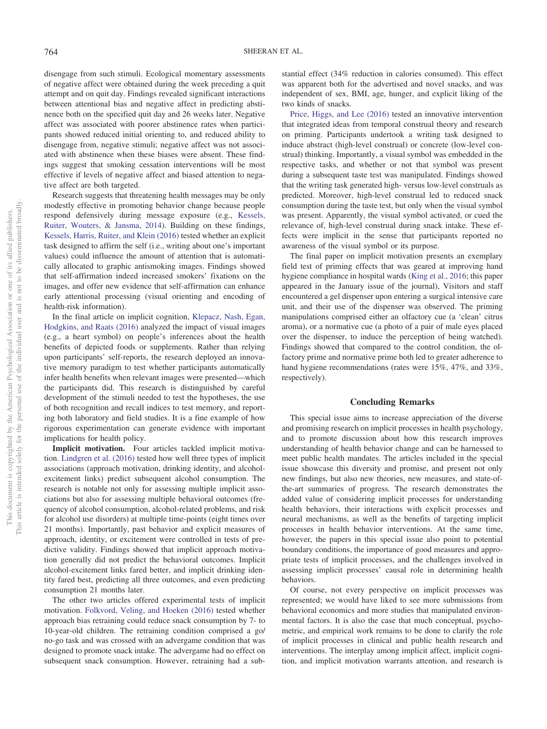disengage from such stimuli. Ecological momentary assessments of negative affect were obtained during the week preceding a quit attempt and on quit day. Findings revealed significant interactions between attentional bias and negative affect in predicting abstinence both on the specified quit day and 26 weeks later. Negative affect was associated with poorer abstinence rates when participants showed reduced initial orienting to, and reduced ability to disengage from, negative stimuli; negative affect was not associated with abstinence when these biases were absent. These findings suggest that smoking cessation interventions will be most effective if levels of negative affect and biased attention to negative affect are both targeted.

Research suggests that threatening health messages may be only modestly effective in promoting behavior change because people respond defensively during message exposure (e.g., Kessels, Ruiter, Wouters, & Jansma, 2014). Building on these findings, Kessels, Harris, Ruiter, and Klein (2016) tested whether an explicit task designed to affirm the self (i.e., writing about one's important values) could influence the amount of attention that is automatically allocated to graphic antismoking images. Findings showed that self-affirmation indeed increased smokers' fixations on the images, and offer new evidence that self-affirmation can enhance early attentional processing (visual orienting and encoding of health-risk information).

In the final article on implicit cognition, Klepacz, Nash, Egan, Hodgkins, and Raats (2016) analyzed the impact of visual images (e.g., a heart symbol) on people's inferences about the health benefits of depicted foods or supplements. Rather than relying upon participants' self-reports, the research deployed an innovative memory paradigm to test whether participants automatically infer health benefits when relevant images were presented—which the participants did. This research is distinguished by careful development of the stimuli needed to test the hypotheses, the use of both recognition and recall indices to test memory, and reporting both laboratory and field studies. It is a fine example of how rigorous experimentation can generate evidence with important implications for health policy.

**Implicit motivation.** Four articles tackled implicit motivation. Lindgren et al. (2016) tested how well three types of implicit associations (approach motivation, drinking identity, and alcohol-excitement links) predict subsequent alcohol consumption. The research is notable not only for assessing multiple implicit associations but also for assessing multiple behavioral outcomes (frequency of alcohol consumption, alcohol-related problems, and risk for alcohol use disorders) at multiple time-points (eight times over 21 months). Importantly, past behavior and explicit measures of approach, identity, or excitement were controlled in tests of predictive validity. Findings showed that implicit approach motivation generally did not predict the behavioral outcomes. Implicit alcohol-excitement links fared better, and implicit drinking identity fared best, predicting all three outcomes, and even predicting consumption 21 months later.

The other two articles offered experimental tests of implicit motivation. Folkvord, Veling, and Hoeken (2016) tested whether approach bias retraining could reduce snack consumption by 7- to 10-year-old children. The retraining condition comprised a go/no-go task and was crossed with an advergame condition that was designed to promote snack intake. The advergame had no effect on subsequent snack consumption. However, retraining had a substantial effect (34% reduction in calories consumed). This effect was apparent both for the advertised and novel snacks, and was independent of sex, BMI, age, hunger, and explicit liking of the two kinds of snacks.

Price, Higgs, and Lee (2016) tested an innovative intervention that integrated ideas from temporal construal theory and research on priming. Participants undertook a writing task designed to induce abstract (high-level construal) or concrete (low-level construal) thinking. Importantly, a visual symbol was embedded in the respective tasks, and whether or not that symbol was present during a subsequent taste test was manipulated. Findings showed that the writing task generated high- versus low-level construals as predicted. Moreover, high-level construal led to reduced snack consumption during the taste test, but only when the visual symbol was present. Apparently, the visual symbol activated, or cued the relevance of, high-level construal during snack intake. These effects were implicit in the sense that participants reported no awareness of the visual symbol or its purpose.

The final paper on implicit motivation presents an exemplary field test of priming effects that was geared at improving hand hygiene compliance in hospital wards (King et al., 2016; this paper appeared in the January issue of the journal), Visitors and staff encountered a gel dispenser upon entering a surgical intensive care unit, and their use of the dispenser was observed. The priming manipulations comprised either an olfactory cue (a 'clean' citrus aroma), or a normative cue (a photo of a pair of male eyes placed over the dispenser, to induce the perception of being watched). Findings showed that compared to the control condition, the olfactory prime and normative prime both led to greater adherence to hand hygiene recommendations (rates were 15%, 47%, and 33%, respectively).

## Concluding Remarks

This special issue aims to increase appreciation of the diverse and promising research on implicit processes in health psychology, and to promote discussion about how this research improves understanding of health behavior change and can be harnessed to meet public health mandates. The articles included in the special issue showcase this diversity and promise, and present not only new findings, but also new theories, new measures, and state-of-the-art summaries of progress. The research demonstrates the added value of considering implicit processes for understanding health behaviors, their interactions with explicit processes and neural mechanisms, as well as the benefits of targeting implicit processes in health behavior interventions. At the same time, however, the papers in this special issue also point to potential boundary conditions, the importance of good measures and appropriate tests of implicit processes, and the challenges involved in assessing implicit processes' causal role in determining health behaviors.

Of course, not every perspective on implicit processes was represented; we would have liked to see more submissions from behavioral economics and more studies that manipulated environmental factors. It is also the case that much conceptual, psychometric, and empirical work remains to be done to clarify the role of implicit processes in clinical and public health research and interventions. The interplay among implicit affect, implicit cognition, and implicit motivation warrants attention, and research is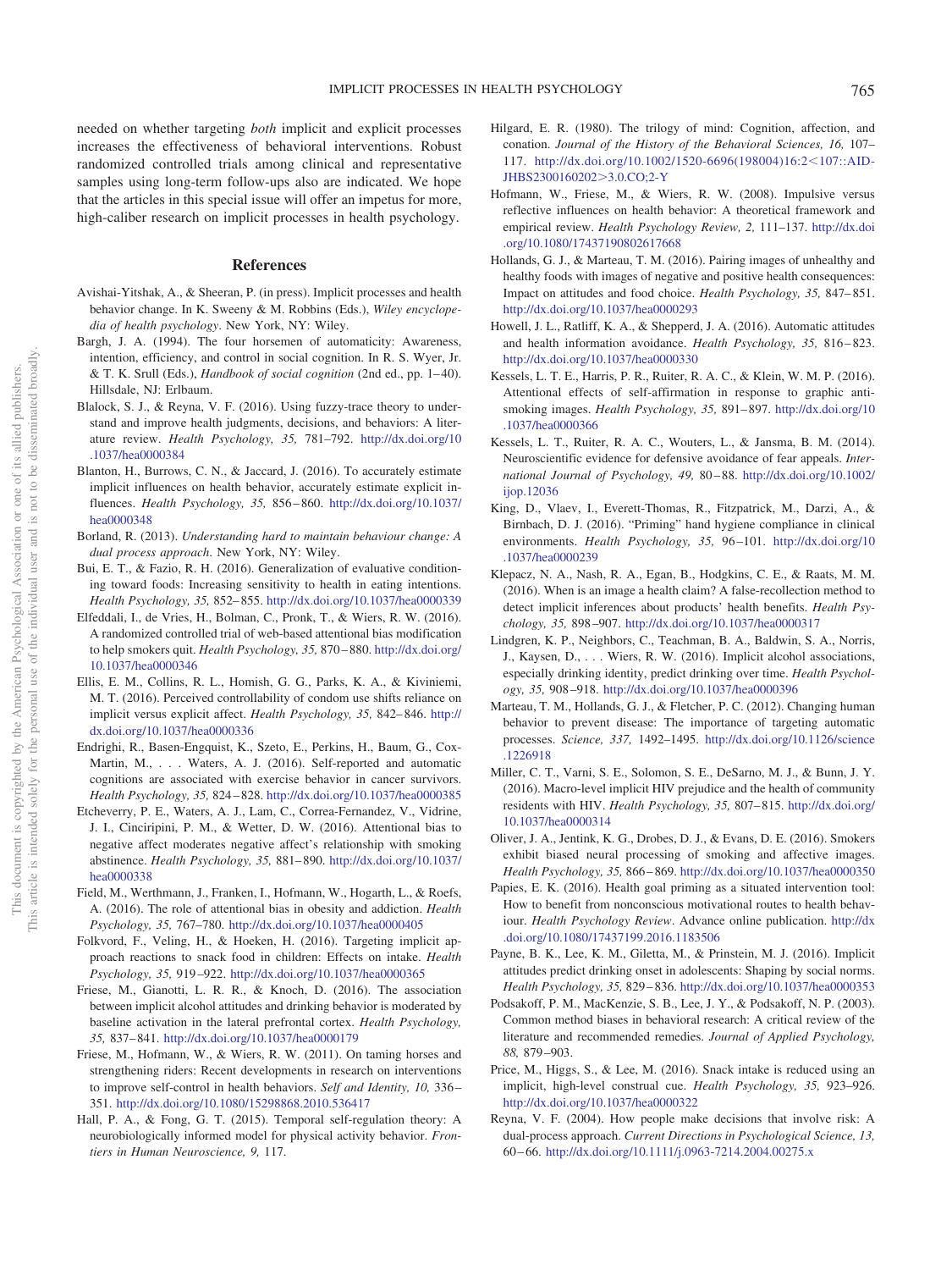needed on whether targeting *both* implicit and explicit processes increases the effectiveness of behavioral interventions. Robust randomized controlled trials among clinical and representative samples using long-term follow-ups also are indicated. We hope that the articles in this special issue will offer an impetus for more, high-caliber research on implicit processes in health psychology.

## References

Avishai-Yitshak, A., & Sheeran, P. (in press). Implicit processes and health behavior change. In K. Sweeny & M. Robbins (Eds.), *Wiley encyclopedia of health psychology*. New York, NY: Wiley.

Bargh, J. A. (1994). The four horsemen of automaticity: Awareness, intention, efficiency, and control in social cognition. In R. S. Wyer, Jr. & T. K. Srull (Eds.), *Handbook of social cognition* (2nd ed., pp. 1–40). Hillsdale, NJ: Erlbaum.

Blalock, S. J., & Reyna, V. F. (2016). Using fuzzy-trace theory to understand and improve health judgments, decisions, and behaviors: A literature review. *Health Psychology, 35,* 781–792. http://dx.doi.org/10.1037/hea0000384

Blanton, H., Burrows, C. N., & Jaccard, J. (2016). To accurately estimate implicit influences on health behavior, accurately estimate explicit influences. *Health Psychology, 35,* 856–860. http://dx.doi.org/10.1037/hea0000348

Borland, R. (2013). *Understanding hard to maintain behaviour change: A dual process approach*. New York, NY: Wiley.

Bui, E. T., & Fazio, R. H. (2016). Generalization of evaluative conditioning toward foods: Increasing sensitivity to health in eating intentions. *Health Psychology, 35,* 852–855. http://dx.doi.org/10.1037/hea0000339

Elfeddali, I., de Vries, H., Bolman, C., Pronk, T., & Wiers, R. W. (2016). A randomized controlled trial of web-based attentional bias modification to help smokers quit. *Health Psychology, 35,* 870–880. http://dx.doi.org/10.1037/hea0000346

Ellis, E. M., Collins, R. L., Homish, G. G., Parks, K. A., & Kiviniemi, M. T. (2016). Perceived controllability of condom use shifts reliance on implicit versus explicit affect. *Health Psychology, 35,* 842–846. http://dx.doi.org/10.1037/hea0000336

Endrighi, R., Basen-Engquist, K., Szeto, E., Perkins, H., Baum, G., Cox-Martin, M., . . . Waters, A. J. (2016). Self-reported and automatic cognitions are associated with exercise behavior in cancer survivors. *Health Psychology, 35,* 824–828. http://dx.doi.org/10.1037/hea0000385

Etcheverry, P. E., Waters, A. J., Lam, C., Correa-Fernandez, V., Vidrine, J. I., Cinciripini, P. M., & Wetter, D. W. (2016). Attentional bias to negative affect moderates negative affect's relationship with smoking abstinence. *Health Psychology, 35,* 881–890. http://dx.doi.org/10.1037/hea0000338

Field, M., Werthmann, J., Franken, I., Hofmann, W., Hogarth, L., & Roefs, A. (2016). The role of attentional bias in obesity and addiction. *Health Psychology, 35,* 767–780. http://dx.doi.org/10.1037/hea0000405

Folkvord, F., Veling, H., & Hoeken, H. (2016). Targeting implicit approach reactions to snack food in children: Effects on intake. *Health Psychology, 35,* 919–922. http://dx.doi.org/10.1037/hea0000365

Friese, M., Gianotti, L. R. R., & Knoch, D. (2016). The association between implicit alcohol attitudes and drinking behavior is moderated by baseline activation in the lateral prefrontal cortex. *Health Psychology, 35,* 837–841. http://dx.doi.org/10.1037/hea0000179

Friese, M., Hofmann, W., & Wiers, R. W. (2011). On taming horses and strengthening riders: Recent developments in research on interventions to improve self-control in health behaviors. *Self and Identity, 10,* 336–351. http://dx.doi.org/10.1080/15298868.2010.536417

Hall, P. A., & Fong, G. T. (2015). Temporal self-regulation theory: A neurobiologically informed model for physical activity behavior. *Frontiers in Human Neuroscience, 9,* 117.

Hilgard, E. R. (1980). The trilogy of mind: Cognition, affection, and conation. *Journal of the History of the Behavioral Sciences, 16,* 107–117. http://dx.doi.org/10.1002/1520-6696(198004)16:2<107::AID-JHBS2300160202>3.0.CO;2-Y

Hofmann, W., Friese, M., & Wiers, R. W. (2008). Impulsive versus reflective influences on health behavior: A theoretical framework and empirical review. *Health Psychology Review, 2,* 111–137. http://dx.doi.org/10.1080/17437190802617668

Hollands, G. J., & Marteau, T. M. (2016). Pairing images of unhealthy and healthy foods with images of negative and positive health consequences: Impact on attitudes and food choice. *Health Psychology, 35,* 847–851. http://dx.doi.org/10.1037/hea0000293

Howell, J. L., Ratliff, K. A., & Shepperd, J. A. (2016). Automatic attitudes and health information avoidance. *Health Psychology, 35,* 816–823. http://dx.doi.org/10.1037/hea0000330

Kessels, L. T. E., Harris, P. R., Ruiter, R. A. C., & Klein, W. M. P. (2016). Attentional effects of self-affirmation in response to graphic antismoking images. *Health Psychology, 35,* 891–897. http://dx.doi.org/10.1037/hea0000366

Kessels, L. T., Ruiter, R. A. C., Wouters, L., & Jansma, B. M. (2014). Neuroscientific evidence for defensive avoidance of fear appeals. *International Journal of Psychology, 49,* 80–88. http://dx.doi.org/10.1002/ijop.12036

King, D., Vlaev, I., Everett-Thomas, R., Fitzpatrick, M., Darzi, A., & Birnbach, D. J. (2016). "Priming" hand hygiene compliance in clinical environments. *Health Psychology, 35,* 96–101. http://dx.doi.org/10.1037/hea0000239

Klepacz, N. A., Nash, R. A., Egan, B., Hodgkins, C. E., & Raats, M. M. (2016). When is an image a health claim? A false-recollection method to detect implicit inferences about products' health benefits. *Health Psychology, 35,* 898–907. http://dx.doi.org/10.1037/hea0000317

Lindgren, K. P., Neighbors, C., Teachman, B. A., Baldwin, S. A., Norris, J., Kaysen, D., . . . Wiers, R. W. (2016). Implicit alcohol associations, especially drinking identity, predict drinking over time. *Health Psychology, 35,* 908–918. http://dx.doi.org/10.1037/hea0000396

Marteau, T. M., Hollands, G. J., & Fletcher, P. C. (2012). Changing human behavior to prevent disease: The importance of targeting automatic processes. *Science, 337,* 1492–1495. http://dx.doi.org/10.1126/science.1226918

Miller, C. T., Varni, S. E., Solomon, S. E., DeSarno, M. J., & Bunn, J. Y. (2016). Macro-level implicit HIV prejudice and the health of community residents with HIV. *Health Psychology, 35,* 807–815. http://dx.doi.org/10.1037/hea0000314

Oliver, J. A., Jentink, K. G., Drobes, D. J., & Evans, D. E. (2016). Smokers exhibit biased neural processing of smoking and affective images. *Health Psychology, 35,* 866–869. http://dx.doi.org/10.1037/hea0000350

Papies, E. K. (2016). Health goal priming as a situated intervention tool: How to benefit from nonconscious motivational routes to health behaviour. *Health Psychology Review*. Advance online publication. http://dx.doi.org/10.1080/17437199.2016.1183506

Payne, B. K., Lee, K. M., Giletta, M., & Prinstein, M. J. (2016). Implicit attitudes predict drinking onset in adolescents: Shaping by social norms. *Health Psychology, 35,* 829–836. http://dx.doi.org/10.1037/hea0000353

Podsakoff, P. M., MacKenzie, S. B., Lee, J. Y., & Podsakoff, N. P. (2003). Common method biases in behavioral research: A critical review of the literature and recommended remedies. *Journal of Applied Psychology, 88,* 879–903.

Price, M., Higgs, S., & Lee, M. (2016). Snack intake is reduced using an implicit, high-level construal cue. *Health Psychology, 35,* 923–926. http://dx.doi.org/10.1037/hea0000322

Reyna, V. F. (2004). How people make decisions that involve risk: A dual-process approach. *Current Directions in Psychological Science, 13,* 60–66. http://dx.doi.org/10.1111/j.0963-7214.2004.00275.x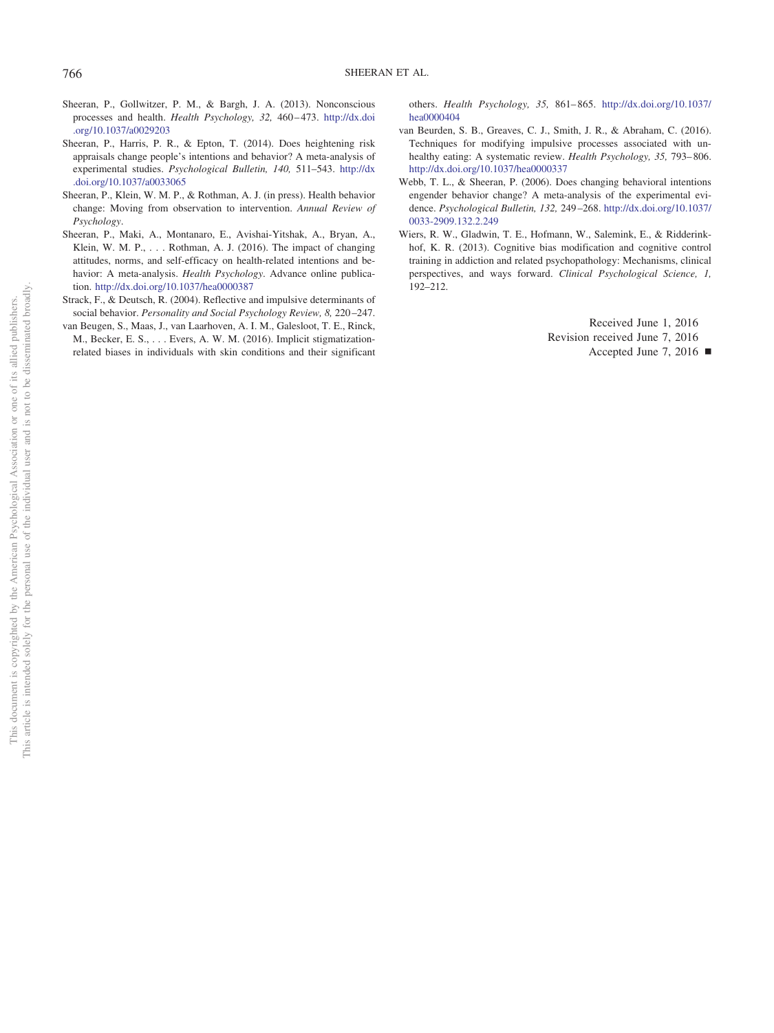Sheeran, P., Gollwitzer, P. M., & Bargh, J. A. (2013). Nonconscious processes and health. *Health Psychology, 32,* 460–473. http://dx.doi.org/10.1037/a0029203

Sheeran, P., Harris, P. R., & Epton, T. (2014). Does heightening risk appraisals change people's intentions and behavior? A meta-analysis of experimental studies. *Psychological Bulletin, 140,* 511–543. http://dx.doi.org/10.1037/a0033065

Sheeran, P., Klein, W. M. P., & Rothman, A. J. (in press). Health behavior change: Moving from observation to intervention. *Annual Review of Psychology*.

Sheeran, P., Maki, A., Montanaro, E., Avishai-Yitshak, A., Bryan, A., Klein, W. M. P., . . . Rothman, A. J. (2016). The impact of changing attitudes, norms, and self-efficacy on health-related intentions and behavior: A meta-analysis. *Health Psychology*. Advance online publication. http://dx.doi.org/10.1037/hea0000387

Strack, F., & Deutsch, R. (2004). Reflective and impulsive determinants of social behavior. *Personality and Social Psychology Review, 8,* 220–247.

van Beugen, S., Maas, J., van Laarhoven, A. I. M., Galesloot, T. E., Rinck, M., Becker, E. S., . . . Evers, A. W. M. (2016). Implicit stigmatization-related biases in individuals with skin conditions and their significant others. *Health Psychology, 35,* 861–865. http://dx.doi.org/10.1037/hea0000404

van Beurden, S. B., Greaves, C. J., Smith, J. R., & Abraham, C. (2016). Techniques for modifying impulsive processes associated with unhealthy eating: A systematic review. *Health Psychology, 35,* 793–806. http://dx.doi.org/10.1037/hea0000337

Webb, T. L., & Sheeran, P. (2006). Does changing behavioral intentions engender behavior change? A meta-analysis of the experimental evidence. *Psychological Bulletin, 132,* 249–268. http://dx.doi.org/10.1037/0033-2909.132.2.249

Wiers, R. W., Gladwin, T. E., Hofmann, W., Salemink, E., & Ridderinkhof, K. R. (2013). Cognitive bias modification and cognitive control training in addiction and related psychopathology: Mechanisms, clinical perspectives, and ways forward. *Clinical Psychological Science, 1,* 192–212.

Received June 1, 2016
Revision received June 7, 2016
Accepted June 7, 2016 ■